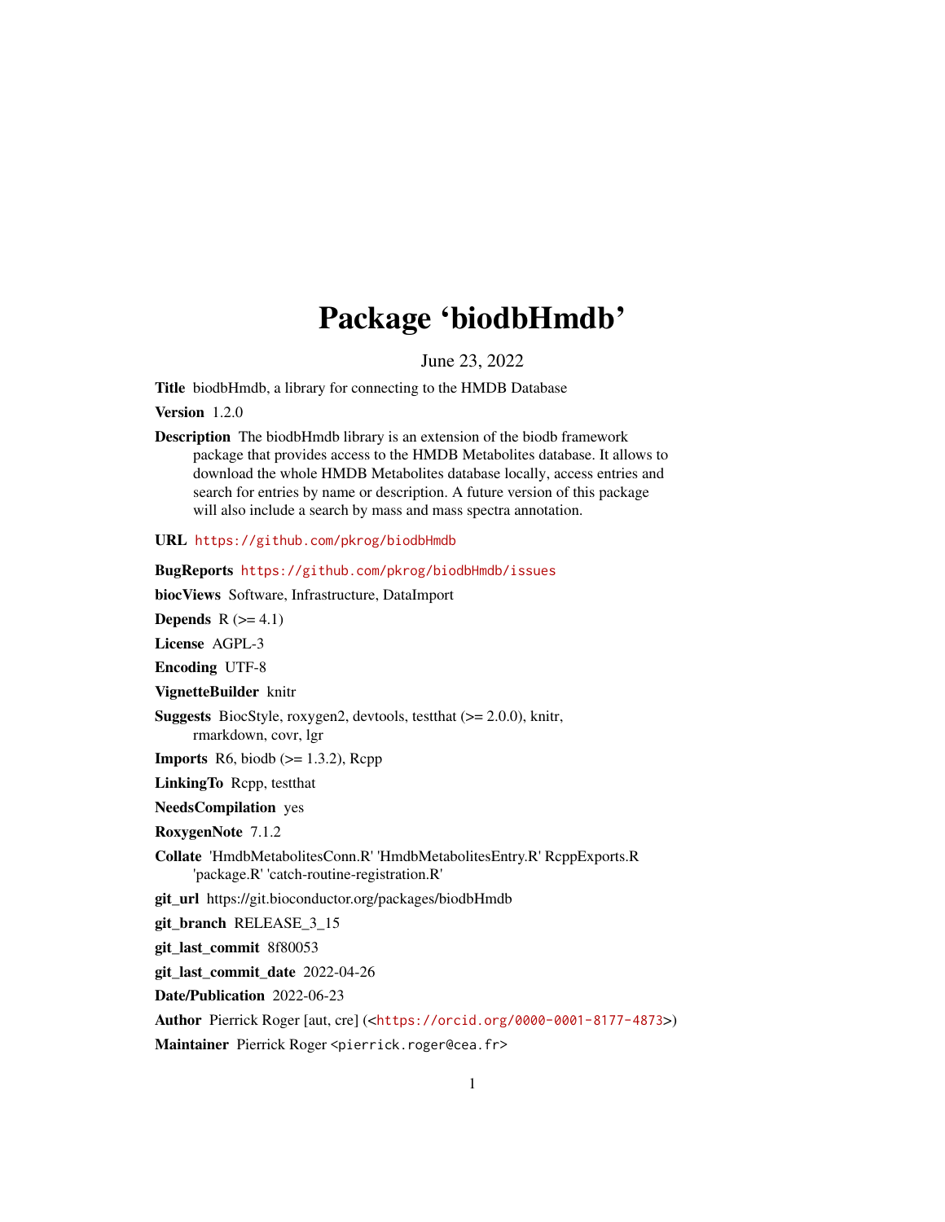# Package 'biodbHmdb'

June 23, 2022

**Title** biodbHmdb, a library for connecting to the HMDB Database

**Version** 1.2.0

**Description** The biodbHmdb library is an extension of the biodb framework package that provides access to the HMDB Metabolites database. It allows to download the whole HMDB Metabolites database locally, access entries and search for entries by name or description. A future version of this package will also include a search by mass and mass spectra annotation.

**URL** https://github.com/pkrog/biodbHmdb

**BugReports** https://github.com/pkrog/biodbHmdb/issues

**biocViews** Software, Infrastructure, DataImport

**Depends** R (>= 4.1)

**License** AGPL-3

**Encoding** UTF-8

**VignetteBuilder** knitr

**Suggests** BiocStyle, roxygen2, devtools, testthat (>= 2.0.0), knitr, rmarkdown, covr, lgr

**Imports** R6, biodb (>= 1.3.2), Rcpp

**LinkingTo** Rcpp, testthat

**NeedsCompilation** yes

**RoxygenNote** 7.1.2

**Collate** 'HmdbMetabolitesConn.R' 'HmdbMetabolitesEntry.R' RcppExports.R 'package.R' 'catch-routine-registration.R'

**git_url** https://git.bioconductor.org/packages/biodbHmdb

**git_branch** RELEASE_3_15

**git_last_commit** 8f80053

**git_last_commit_date** 2022-04-26

**Date/Publication** 2022-06-23

**Author** Pierrick Roger [aut, cre] (<https://orcid.org/0000-0001-8177-4873>)

**Maintainer** Pierrick Roger <pierrick.roger@cea.fr>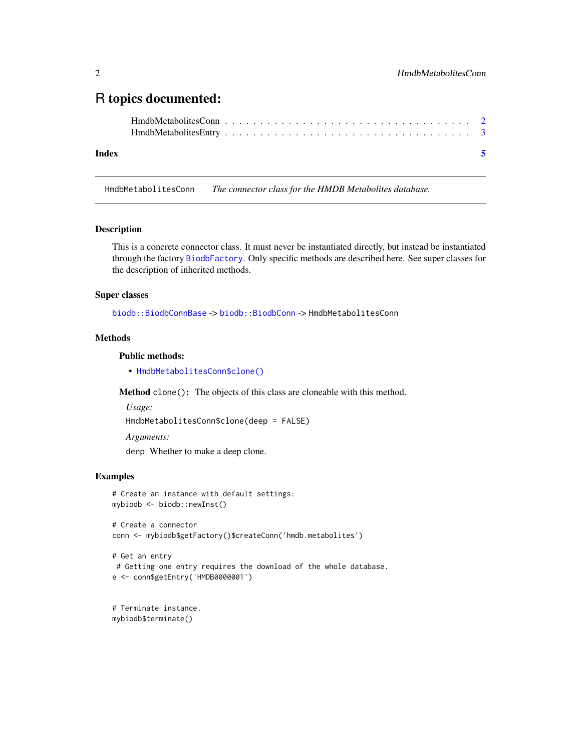# R topics documented:

HmdbMetabolitesConn . . . . . . . . . . . . . . . . . . . . . . . . . . . . . . . . 2
HmdbMetabolitesEntry . . . . . . . . . . . . . . . . . . . . . . . . . . . . . . . . 3

**Index** **5**

---

HmdbMetabolitesConn *The connector class for the HMDB Metabolites database.*

---

## Description

This is a concrete connector class. It must never be instantiated directly, but instead be instantiated through the factory BiodbFactory. Only specific methods are described here. See super classes for the description of inherited methods.

## Super classes

`biodb::BiodbConnBase` -> `biodb::BiodbConn` -> `HmdbMetabolitesConn`

## Methods

### Public methods:

- `HmdbMetabolitesConn$clone()`

**Method** `clone()`**:** The objects of this class are cloneable with this method.

*Usage:*

`HmdbMetabolitesConn$clone(deep = FALSE)`

*Arguments:*

`deep` Whether to make a deep clone.

## Examples

```
# Create an instance with default settings:
mybiodb <- biodb::newInst()

# Create a connector
conn <- mybiodb$getFactory()$createConn('hmdb.metabolites')

# Get an entry
 # Getting one entry requires the download of the whole database.
e <- conn$getEntry('HMDB0000001')


# Terminate instance.
mybiodb$terminate()
```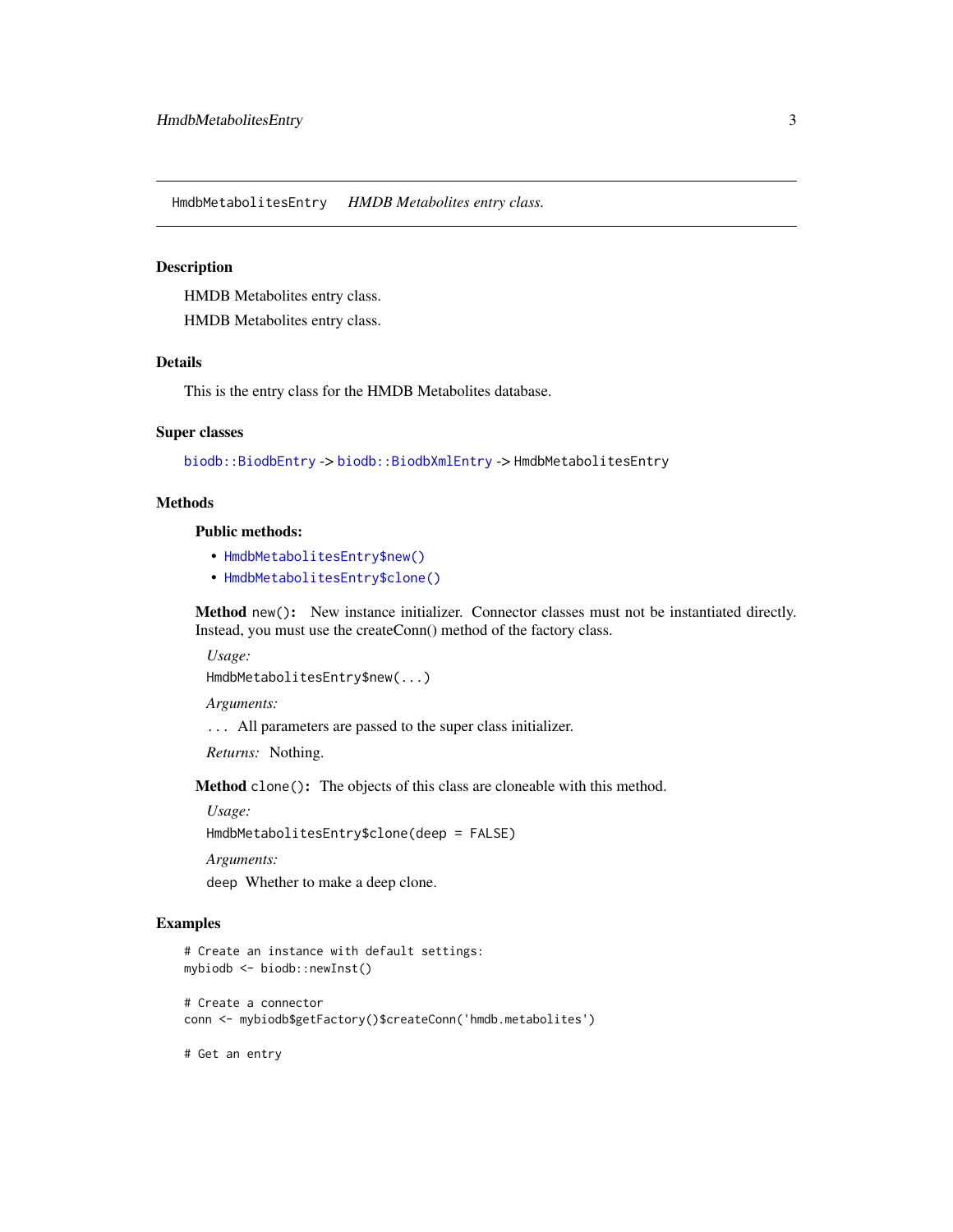## HmdbMetabolitesEntry *HMDB Metabolites entry class.*

### Description

HMDB Metabolites entry class.

HMDB Metabolites entry class.

### Details

This is the entry class for the HMDB Metabolites database.

### Super classes

`biodb::BiodbEntry` -> `biodb::BiodbXmlEntry` -> `HmdbMetabolitesEntry`

### Methods

#### Public methods:

- `HmdbMetabolitesEntry$new()`
- `HmdbMetabolitesEntry$clone()`

**Method** `new()`**:** New instance initializer. Connector classes must not be instantiated directly. Instead, you must use the createConn() method of the factory class.

*Usage:*

```
HmdbMetabolitesEntry$new(...)
```

*Arguments:*

`...` All parameters are passed to the super class initializer.

*Returns:* Nothing.

**Method** `clone()`**:** The objects of this class are cloneable with this method.

*Usage:*

```
HmdbMetabolitesEntry$clone(deep = FALSE)
```

*Arguments:*

`deep` Whether to make a deep clone.

### Examples

```
# Create an instance with default settings:
mybiodb <- biodb::newInst()

# Create a connector
conn <- mybiodb$getFactory()$createConn('hmdb.metabolites')

# Get an entry
```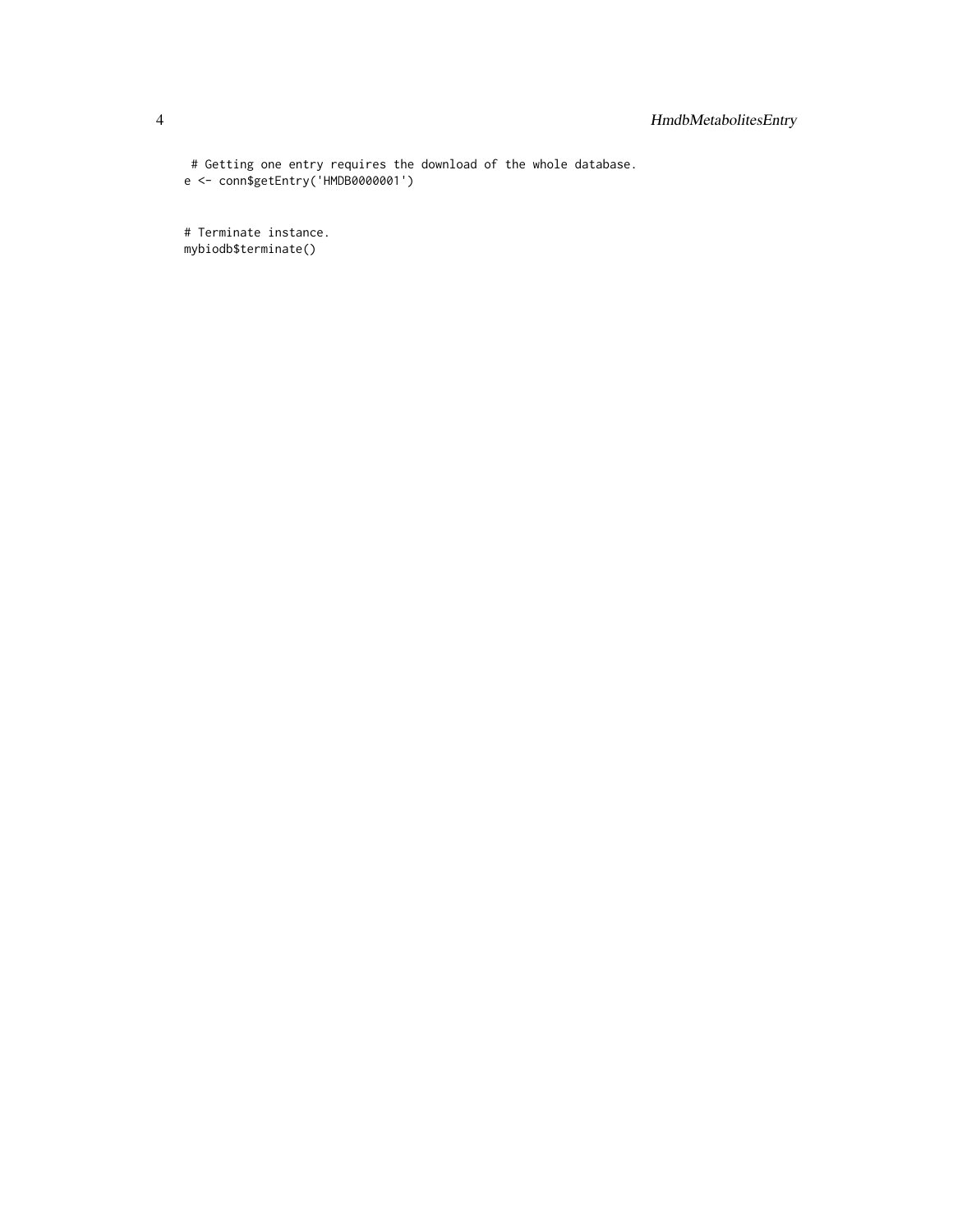```
 # Getting one entry requires the download of the whole database.
e <- conn$getEntry('HMDB0000001')


# Terminate instance.
mybiodb$terminate()
```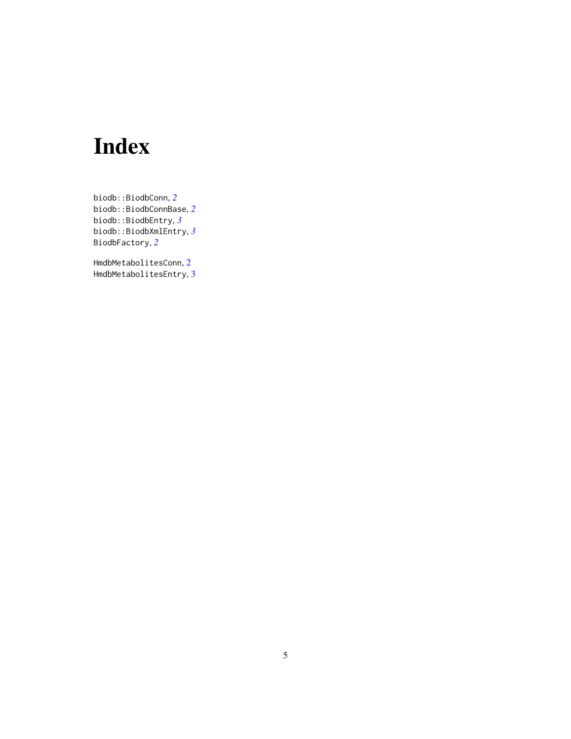# Index

biodb::BiodbConn, *2*
biodb::BiodbConnBase, *2*
biodb::BiodbEntry, *3*
biodb::BiodbXmlEntry, *3*
BiodbFactory, *2*

HmdbMetabolitesConn, 2
HmdbMetabolitesEntry, 3